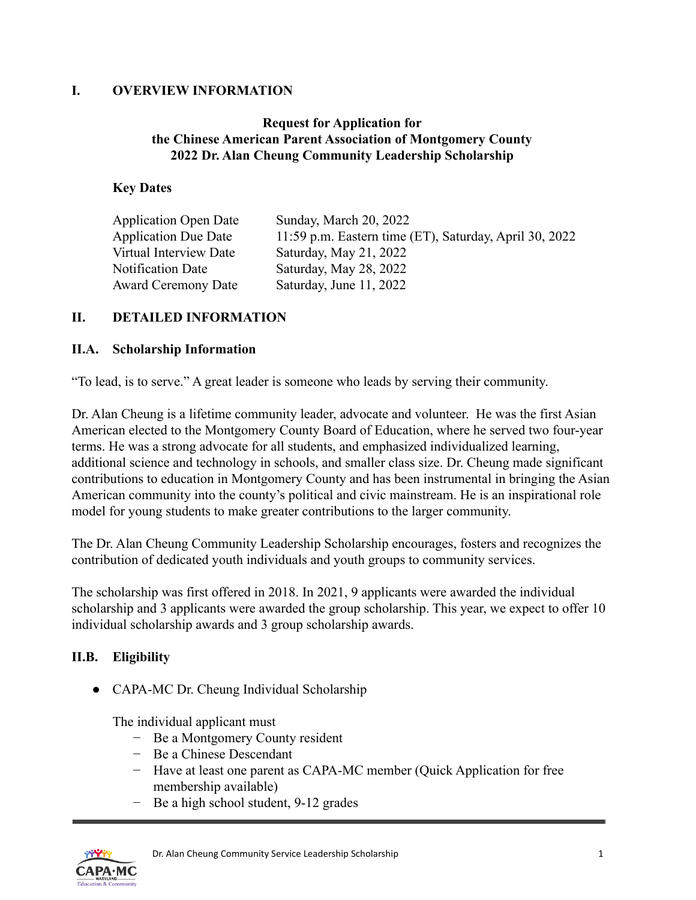## I. OVERVIEW INFORMATION

### Request for Application for the Chinese American Parent Association of Montgomery County 2022 Dr. Alan Cheung Community Leadership Scholarship

**Key Dates**

| | |
|---|---|
| Application Open Date | Sunday, March 20, 2022 |
| Application Due Date | 11:59 p.m. Eastern time (ET), Saturday, April 30, 2022 |
| Virtual Interview Date | Saturday, May 21, 2022 |
| Notification Date | Saturday, May 28, 2022 |
| Award Ceremony Date | Saturday, June 11, 2022 |

## II. DETAILED INFORMATION

### II.A. Scholarship Information

"To lead, is to serve." A great leader is someone who leads by serving their community.

Dr. Alan Cheung is a lifetime community leader, advocate and volunteer. He was the first Asian American elected to the Montgomery County Board of Education, where he served two four-year terms. He was a strong advocate for all students, and emphasized individualized learning, additional science and technology in schools, and smaller class size. Dr. Cheung made significant contributions to education in Montgomery County and has been instrumental in bringing the Asian American community into the county's political and civic mainstream. He is an inspirational role model for young students to make greater contributions to the larger community.

The Dr. Alan Cheung Community Leadership Scholarship encourages, fosters and recognizes the contribution of dedicated youth individuals and youth groups to community services.

The scholarship was first offered in 2018. In 2021, 9 applicants were awarded the individual scholarship and 3 applicants were awarded the group scholarship. This year, we expect to offer 10 individual scholarship awards and 3 group scholarship awards.

### II.B. Eligibility

- CAPA-MC Dr. Cheung Individual Scholarship

  The individual applicant must
  - Be a Montgomery County resident
  - Be a Chinese Descendant
  - Have at least one parent as CAPA-MC member (Quick Application for free membership available)
  - Be a high school student, 9-12 grades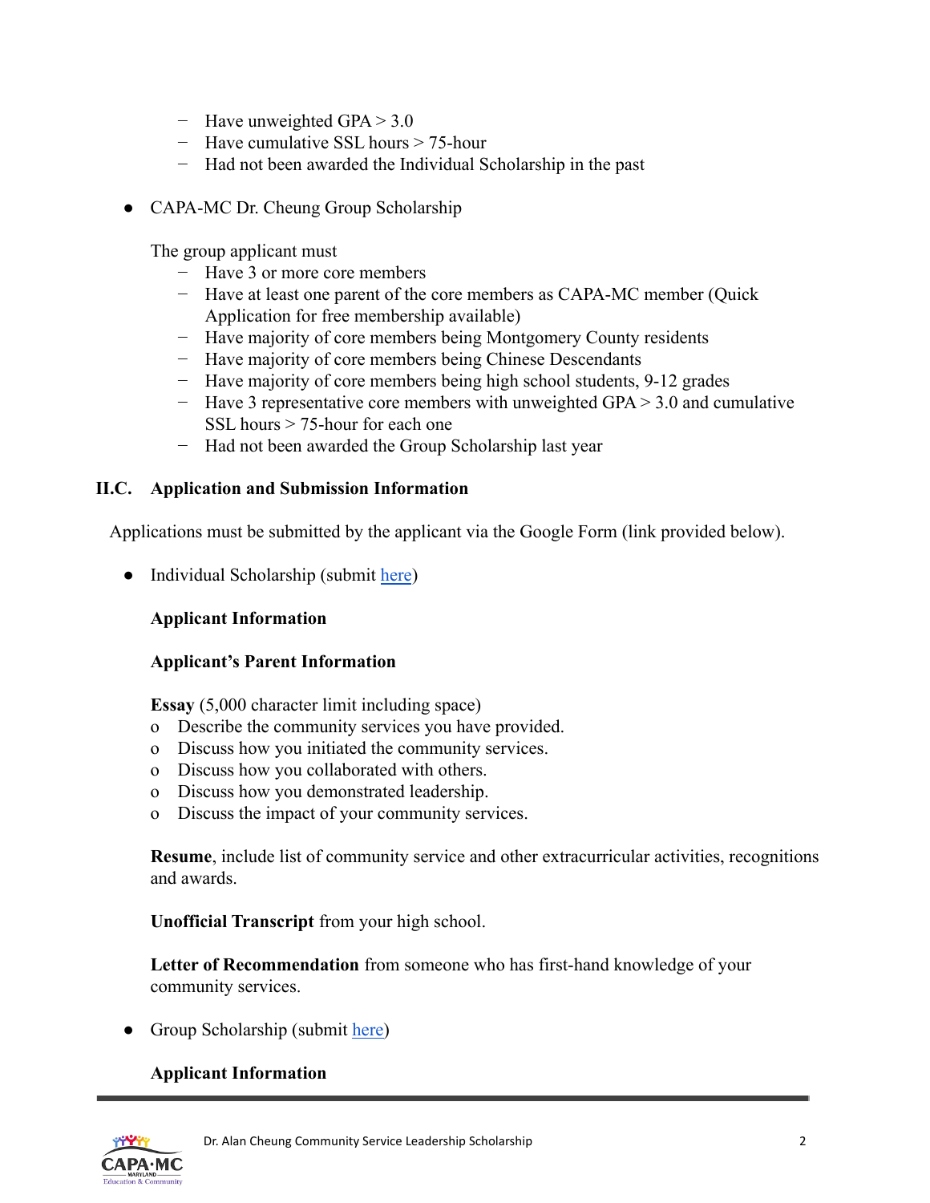- Have unweighted GPA > 3.0
- Have cumulative SSL hours > 75-hour
- Had not been awarded the Individual Scholarship in the past

- CAPA-MC Dr. Cheung Group Scholarship

  The group applicant must
  - Have 3 or more core members
  - Have at least one parent of the core members as CAPA-MC member (Quick Application for free membership available)
  - Have majority of core members being Montgomery County residents
  - Have majority of core members being Chinese Descendants
  - Have majority of core members being high school students, 9-12 grades
  - Have 3 representative core members with unweighted GPA > 3.0 and cumulative SSL hours > 75-hour for each one
  - Had not been awarded the Group Scholarship last year

### II.C. Application and Submission Information

Applications must be submitted by the applicant via the Google Form (link provided below).

- Individual Scholarship (submit here)

  **Applicant Information**

  **Applicant's Parent Information**

  **Essay** (5,000 character limit including space)
  - Describe the community services you have provided.
  - Discuss how you initiated the community services.
  - Discuss how you collaborated with others.
  - Discuss how you demonstrated leadership.
  - Discuss the impact of your community services.

  **Resume**, include list of community service and other extracurricular activities, recognitions and awards.

  **Unofficial Transcript** from your high school.

  **Letter of Recommendation** from someone who has first-hand knowledge of your community services.

- Group Scholarship (submit here)

  **Applicant Information**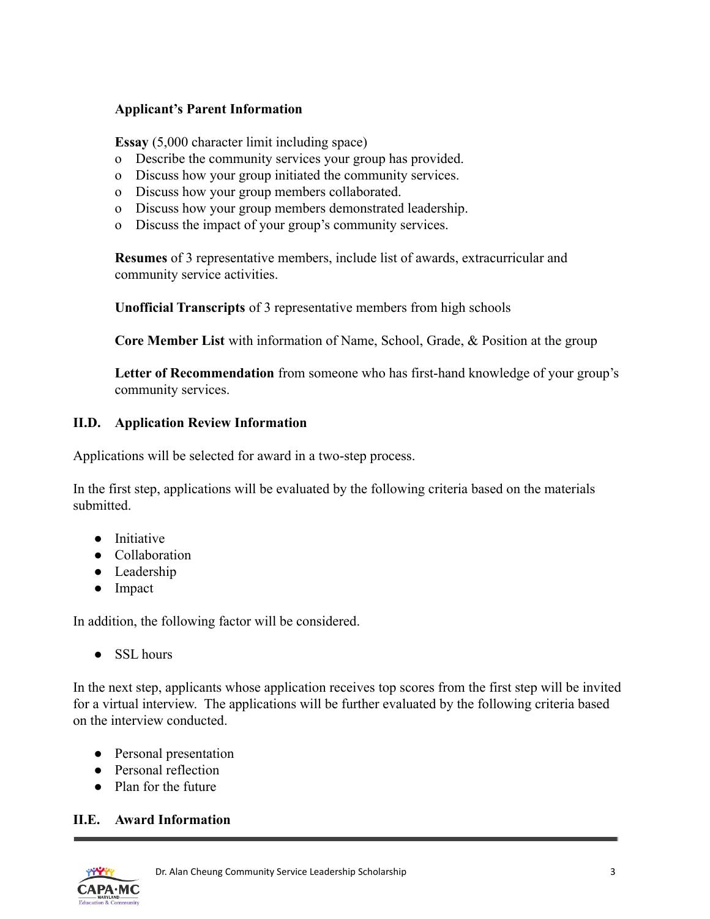**Applicant's Parent Information**

**Essay** (5,000 character limit including space)

- o Describe the community services your group has provided.
- o Discuss how your group initiated the community services.
- o Discuss how your group members collaborated.
- o Discuss how your group members demonstrated leadership.
- o Discuss the impact of your group's community services.

**Resumes** of 3 representative members, include list of awards, extracurricular and community service activities.

**Unofficial Transcripts** of 3 representative members from high schools

**Core Member List** with information of Name, School, Grade, & Position at the group

**Letter of Recommendation** from someone who has first-hand knowledge of your group's community services.

## II.D. Application Review Information

Applications will be selected for award in a two-step process.

In the first step, applications will be evaluated by the following criteria based on the materials submitted.

- Initiative
- Collaboration
- Leadership
- Impact

In addition, the following factor will be considered.

- SSL hours

In the next step, applicants whose application receives top scores from the first step will be invited for a virtual interview. The applications will be further evaluated by the following criteria based on the interview conducted.

- Personal presentation
- Personal reflection
- Plan for the future

## II.E. Award Information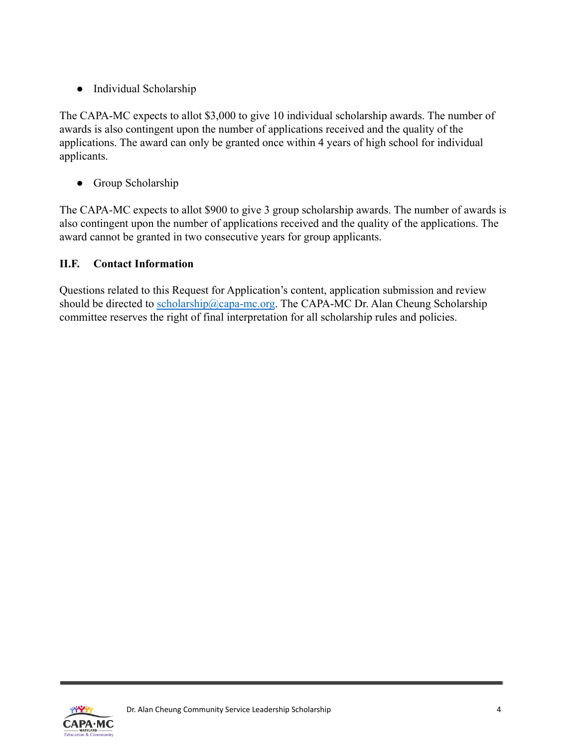- Individual Scholarship

The CAPA-MC expects to allot $3,000 to give 10 individual scholarship awards. The number of awards is also contingent upon the number of applications received and the quality of the applications. The award can only be granted once within 4 years of high school for individual applicants.

- Group Scholarship

The CAPA-MC expects to allot $900 to give 3 group scholarship awards. The number of awards is also contingent upon the number of applications received and the quality of the applications. The award cannot be granted in two consecutive years for group applicants.

### II.F. Contact Information

Questions related to this Request for Application's content, application submission and review should be directed to scholarship@capa-mc.org. The CAPA-MC Dr. Alan Cheung Scholarship committee reserves the right of final interpretation for all scholarship rules and policies.